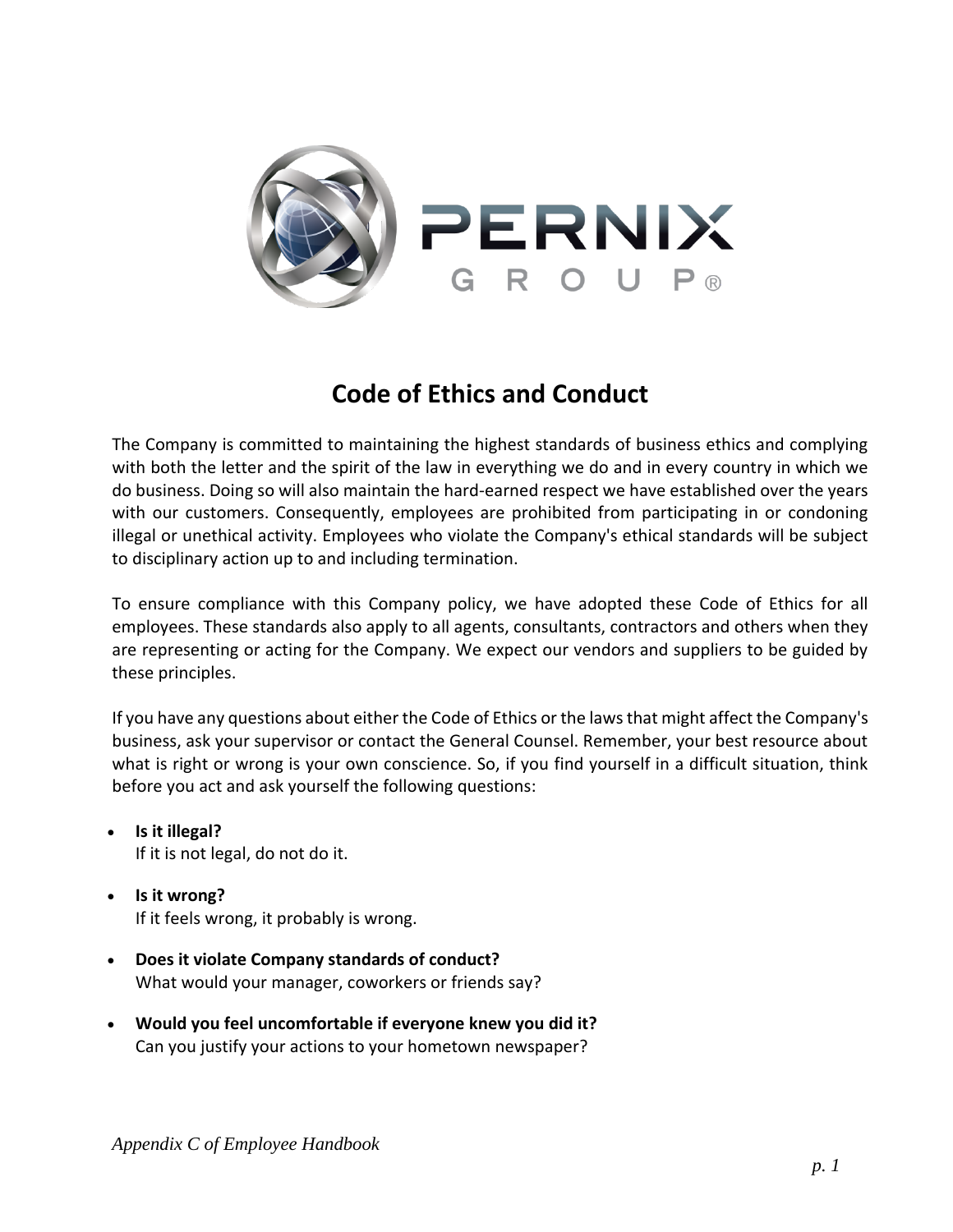# Code of Ethics and Conduct

The Company is committed to maintaining the highest standards of business ethics and complying with both the letter and the spirit of the law in everything we do and in every country in which we do business. Doing so will also maintain the hard-earned respect we have established over the years with our customers. Consequently, employees are prohibited from participating in or condoning illegal or unethical activity. Employees who violate the Company's ethical standards will be subject to disciplinary action up to and including termination.

To ensure compliance with this Company policy, we have adopted these Code of Ethics for all employees. These standards also apply to all agents, consultants, contractors and others when they are representing or acting for the Company. We expect our vendors and suppliers to be guided by these principles.

If you have any questions about either the Code of Ethics or the laws that might affect the Company's business, ask your supervisor or contact the General Counsel. Remember, your best resource about what is right or wrong is your own conscience. So, if you find yourself in a difficult situation, think before you act and ask yourself the following questions:

- **Is it illegal?**
  If it is not legal, do not do it.
- **Is it wrong?**
  If it feels wrong, it probably is wrong.
- **Does it violate Company standards of conduct?**
  What would your manager, coworkers or friends say?
- **Would you feel uncomfortable if everyone knew you did it?**
  Can you justify your actions to your hometown newspaper?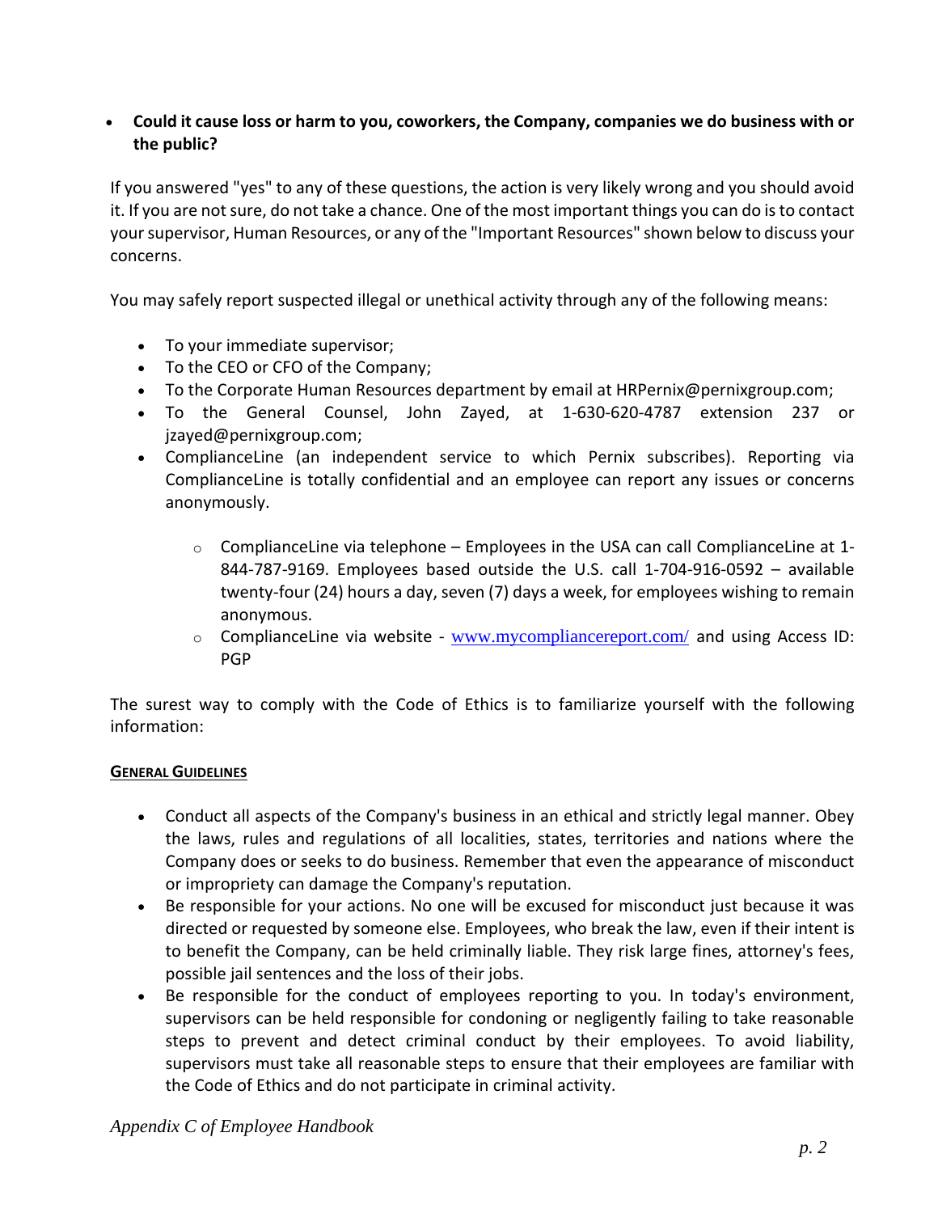- **Could it cause loss or harm to you, coworkers, the Company, companies we do business with or the public?**

If you answered "yes" to any of these questions, the action is very likely wrong and you should avoid it. If you are not sure, do not take a chance. One of the most important things you can do is to contact your supervisor, Human Resources, or any of the "Important Resources" shown below to discuss your concerns.

You may safely report suspected illegal or unethical activity through any of the following means:

- To your immediate supervisor;
- To the CEO or CFO of the Company;
- To the Corporate Human Resources department by email at HRPernix@pernixgroup.com;
- To the General Counsel, John Zayed, at 1-630-620-4787 extension 237 or jzayed@pernixgroup.com;
- ComplianceLine (an independent service to which Pernix subscribes). Reporting via ComplianceLine is totally confidential and an employee can report any issues or concerns anonymously.
  - ComplianceLine via telephone – Employees in the USA can call ComplianceLine at 1-844-787-9169. Employees based outside the U.S. call 1-704-916-0592 – available twenty-four (24) hours a day, seven (7) days a week, for employees wishing to remain anonymous.
  - ComplianceLine via website - www.mycompliancereport.com/ and using Access ID: PGP

The surest way to comply with the Code of Ethics is to familiarize yourself with the following information:

## GENERAL GUIDELINES

- Conduct all aspects of the Company's business in an ethical and strictly legal manner. Obey the laws, rules and regulations of all localities, states, territories and nations where the Company does or seeks to do business. Remember that even the appearance of misconduct or impropriety can damage the Company's reputation.
- Be responsible for your actions. No one will be excused for misconduct just because it was directed or requested by someone else. Employees, who break the law, even if their intent is to benefit the Company, can be held criminally liable. They risk large fines, attorney's fees, possible jail sentences and the loss of their jobs.
- Be responsible for the conduct of employees reporting to you. In today's environment, supervisors can be held responsible for condoning or negligently failing to take reasonable steps to prevent and detect criminal conduct by their employees. To avoid liability, supervisors must take all reasonable steps to ensure that their employees are familiar with the Code of Ethics and do not participate in criminal activity.

*Appendix C of Employee Handbook*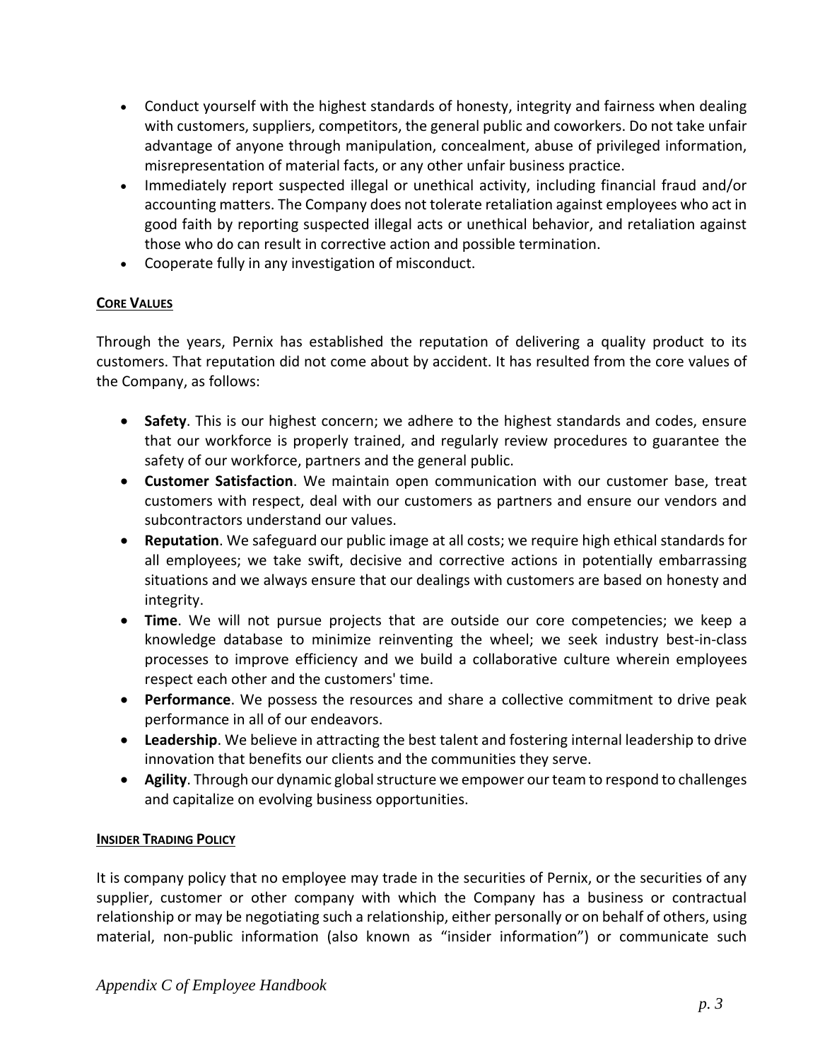- Conduct yourself with the highest standards of honesty, integrity and fairness when dealing with customers, suppliers, competitors, the general public and coworkers. Do not take unfair advantage of anyone through manipulation, concealment, abuse of privileged information, misrepresentation of material facts, or any other unfair business practice.
- Immediately report suspected illegal or unethical activity, including financial fraud and/or accounting matters. The Company does not tolerate retaliation against employees who act in good faith by reporting suspected illegal acts or unethical behavior, and retaliation against those who do can result in corrective action and possible termination.
- Cooperate fully in any investigation of misconduct.

## CORE VALUES

Through the years, Pernix has established the reputation of delivering a quality product to its customers. That reputation did not come about by accident. It has resulted from the core values of the Company, as follows:

- **Safety**. This is our highest concern; we adhere to the highest standards and codes, ensure that our workforce is properly trained, and regularly review procedures to guarantee the safety of our workforce, partners and the general public.
- **Customer Satisfaction**. We maintain open communication with our customer base, treat customers with respect, deal with our customers as partners and ensure our vendors and subcontractors understand our values.
- **Reputation**. We safeguard our public image at all costs; we require high ethical standards for all employees; we take swift, decisive and corrective actions in potentially embarrassing situations and we always ensure that our dealings with customers are based on honesty and integrity.
- **Time**. We will not pursue projects that are outside our core competencies; we keep a knowledge database to minimize reinventing the wheel; we seek industry best-in-class processes to improve efficiency and we build a collaborative culture wherein employees respect each other and the customers' time.
- **Performance**. We possess the resources and share a collective commitment to drive peak performance in all of our endeavors.
- **Leadership**. We believe in attracting the best talent and fostering internal leadership to drive innovation that benefits our clients and the communities they serve.
- **Agility**. Through our dynamic global structure we empower our team to respond to challenges and capitalize on evolving business opportunities.

## INSIDER TRADING POLICY

It is company policy that no employee may trade in the securities of Pernix, or the securities of any supplier, customer or other company with which the Company has a business or contractual relationship or may be negotiating such a relationship, either personally or on behalf of others, using material, non-public information (also known as "insider information") or communicate such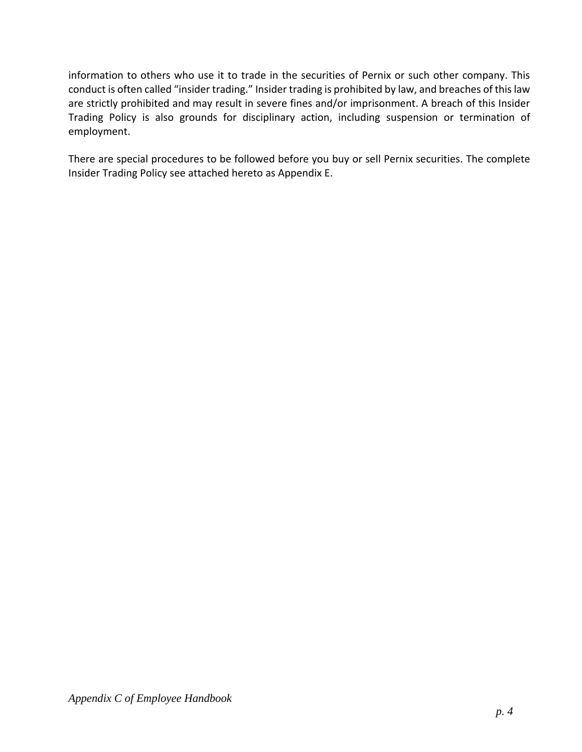information to others who use it to trade in the securities of Pernix or such other company. This conduct is often called “insider trading.” Insider trading is prohibited by law, and breaches of this law are strictly prohibited and may result in severe fines and/or imprisonment. A breach of this Insider Trading Policy is also grounds for disciplinary action, including suspension or termination of employment.

There are special procedures to be followed before you buy or sell Pernix securities. The complete Insider Trading Policy see attached hereto as Appendix E.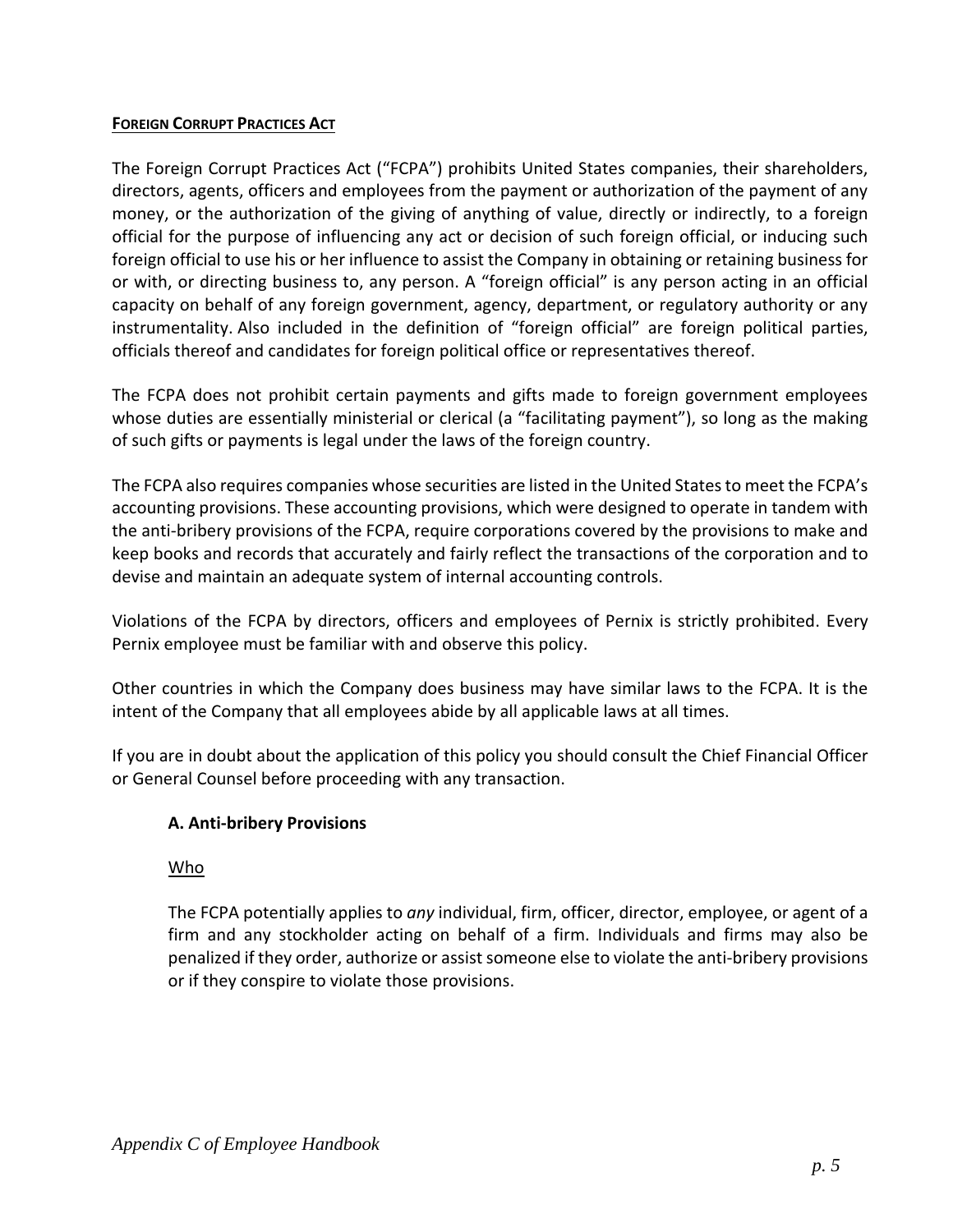**FOREIGN CORRUPT PRACTICES ACT**

The Foreign Corrupt Practices Act ("FCPA") prohibits United States companies, their shareholders, directors, agents, officers and employees from the payment or authorization of the payment of any money, or the authorization of the giving of anything of value, directly or indirectly, to a foreign official for the purpose of influencing any act or decision of such foreign official, or inducing such foreign official to use his or her influence to assist the Company in obtaining or retaining business for or with, or directing business to, any person. A "foreign official" is any person acting in an official capacity on behalf of any foreign government, agency, department, or regulatory authority or any instrumentality. Also included in the definition of "foreign official" are foreign political parties, officials thereof and candidates for foreign political office or representatives thereof.

The FCPA does not prohibit certain payments and gifts made to foreign government employees whose duties are essentially ministerial or clerical (a "facilitating payment"), so long as the making of such gifts or payments is legal under the laws of the foreign country.

The FCPA also requires companies whose securities are listed in the United States to meet the FCPA's accounting provisions. These accounting provisions, which were designed to operate in tandem with the anti-bribery provisions of the FCPA, require corporations covered by the provisions to make and keep books and records that accurately and fairly reflect the transactions of the corporation and to devise and maintain an adequate system of internal accounting controls.

Violations of the FCPA by directors, officers and employees of Pernix is strictly prohibited. Every Pernix employee must be familiar with and observe this policy.

Other countries in which the Company does business may have similar laws to the FCPA. It is the intent of the Company that all employees abide by all applicable laws at all times.

If you are in doubt about the application of this policy you should consult the Chief Financial Officer or General Counsel before proceeding with any transaction.

**A. Anti-bribery Provisions**

Who

The FCPA potentially applies to *any* individual, firm, officer, director, employee, or agent of a firm and any stockholder acting on behalf of a firm. Individuals and firms may also be penalized if they order, authorize or assist someone else to violate the anti-bribery provisions or if they conspire to violate those provisions.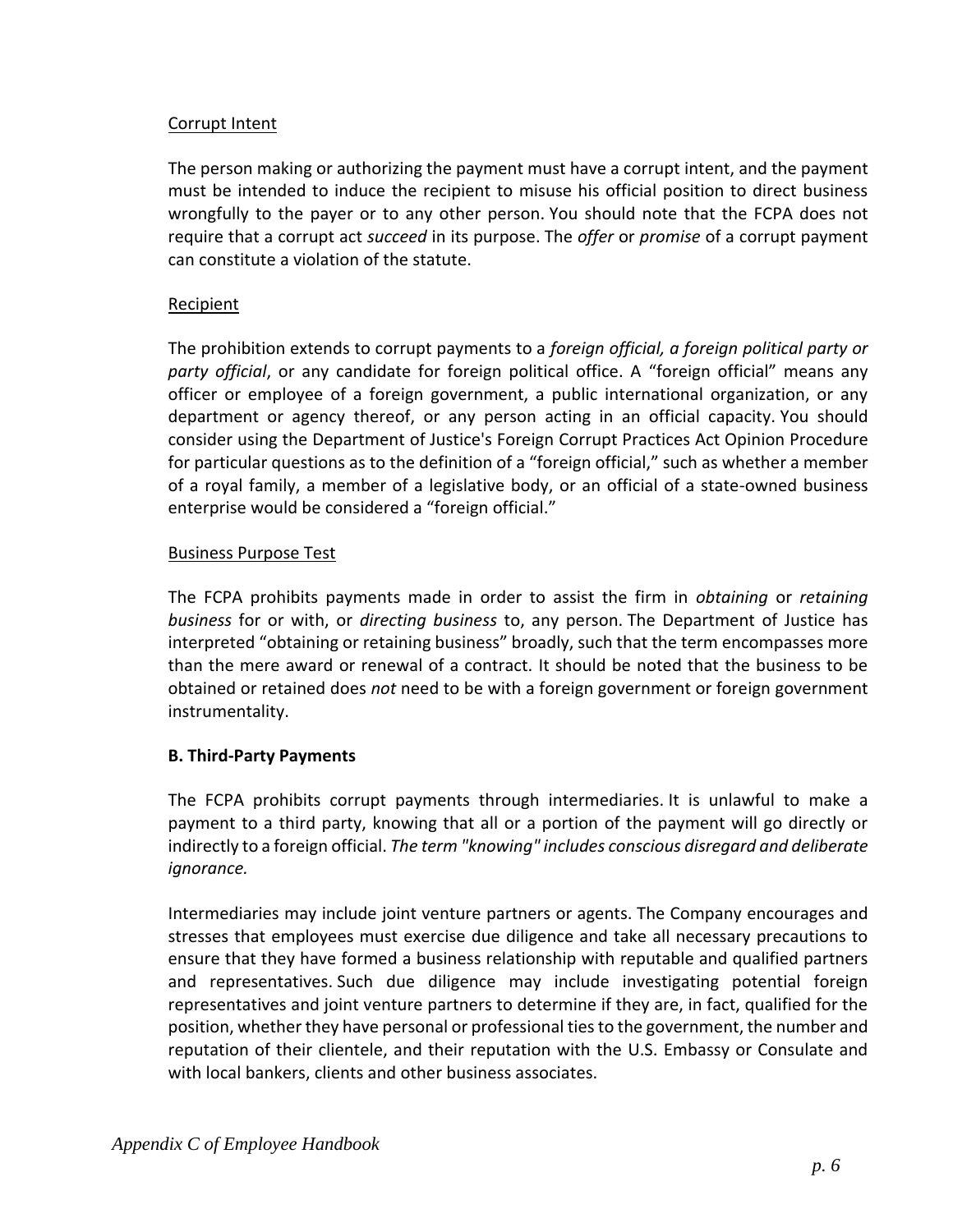Corrupt Intent

The person making or authorizing the payment must have a corrupt intent, and the payment must be intended to induce the recipient to misuse his official position to direct business wrongfully to the payer or to any other person. You should note that the FCPA does not require that a corrupt act *succeed* in its purpose. The *offer* or *promise* of a corrupt payment can constitute a violation of the statute.

Recipient

The prohibition extends to corrupt payments to a *foreign official, a foreign political party or party official*, or any candidate for foreign political office. A "foreign official" means any officer or employee of a foreign government, a public international organization, or any department or agency thereof, or any person acting in an official capacity. You should consider using the Department of Justice's Foreign Corrupt Practices Act Opinion Procedure for particular questions as to the definition of a "foreign official," such as whether a member of a royal family, a member of a legislative body, or an official of a state-owned business enterprise would be considered a "foreign official."

Business Purpose Test

The FCPA prohibits payments made in order to assist the firm in *obtaining* or *retaining business* for or with, or *directing business* to, any person. The Department of Justice has interpreted "obtaining or retaining business" broadly, such that the term encompasses more than the mere award or renewal of a contract. It should be noted that the business to be obtained or retained does *not* need to be with a foreign government or foreign government instrumentality.

**B. Third-Party Payments**

The FCPA prohibits corrupt payments through intermediaries. It is unlawful to make a payment to a third party, knowing that all or a portion of the payment will go directly or indirectly to a foreign official. *The term "knowing" includes conscious disregard and deliberate ignorance.*

Intermediaries may include joint venture partners or agents. The Company encourages and stresses that employees must exercise due diligence and take all necessary precautions to ensure that they have formed a business relationship with reputable and qualified partners and representatives. Such due diligence may include investigating potential foreign representatives and joint venture partners to determine if they are, in fact, qualified for the position, whether they have personal or professional ties to the government, the number and reputation of their clientele, and their reputation with the U.S. Embassy or Consulate and with local bankers, clients and other business associates.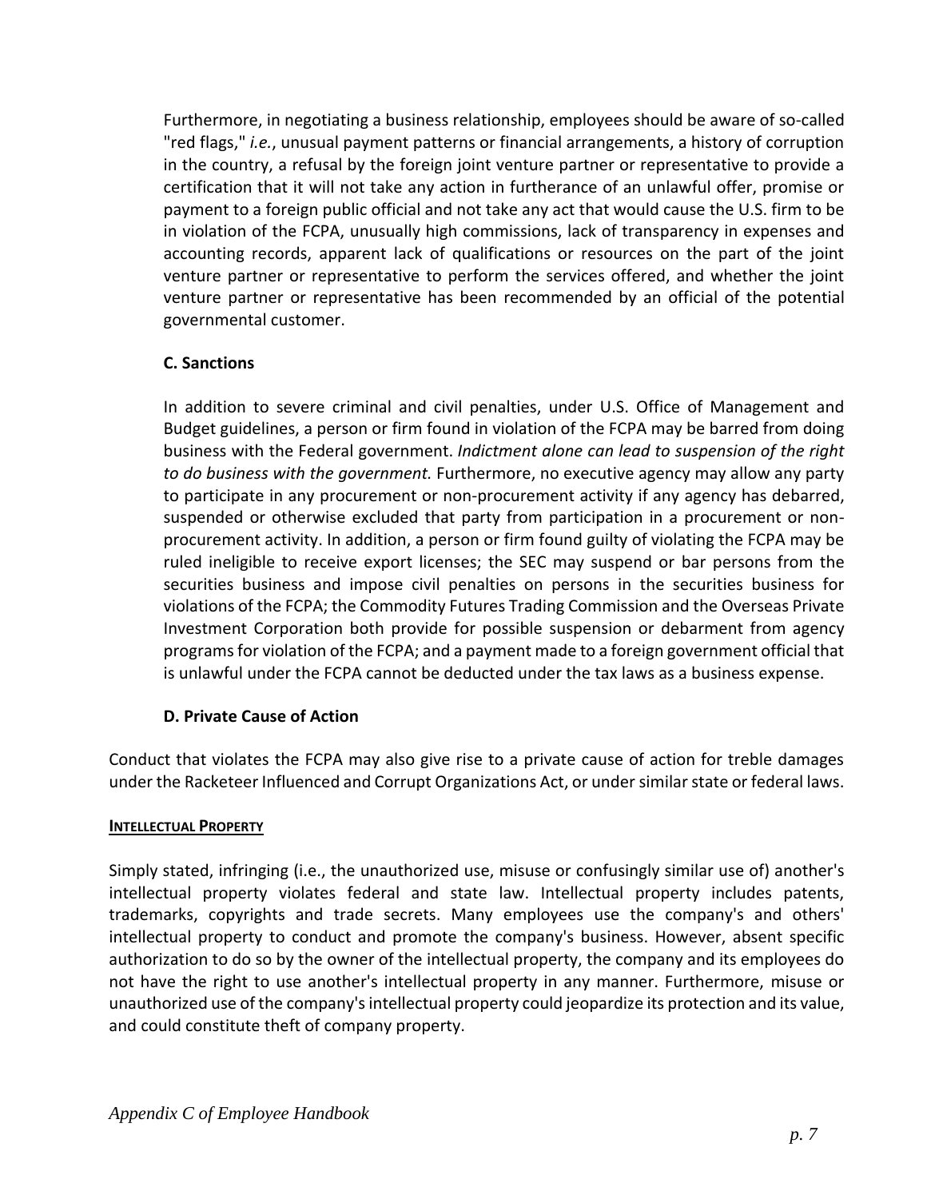Furthermore, in negotiating a business relationship, employees should be aware of so-called "red flags," *i.e.*, unusual payment patterns or financial arrangements, a history of corruption in the country, a refusal by the foreign joint venture partner or representative to provide a certification that it will not take any action in furtherance of an unlawful offer, promise or payment to a foreign public official and not take any act that would cause the U.S. firm to be in violation of the FCPA, unusually high commissions, lack of transparency in expenses and accounting records, apparent lack of qualifications or resources on the part of the joint venture partner or representative to perform the services offered, and whether the joint venture partner or representative has been recommended by an official of the potential governmental customer.

### C. Sanctions

In addition to severe criminal and civil penalties, under U.S. Office of Management and Budget guidelines, a person or firm found in violation of the FCPA may be barred from doing business with the Federal government. *Indictment alone can lead to suspension of the right to do business with the government.* Furthermore, no executive agency may allow any party to participate in any procurement or non-procurement activity if any agency has debarred, suspended or otherwise excluded that party from participation in a procurement or non-procurement activity. In addition, a person or firm found guilty of violating the FCPA may be ruled ineligible to receive export licenses; the SEC may suspend or bar persons from the securities business and impose civil penalties on persons in the securities business for violations of the FCPA; the Commodity Futures Trading Commission and the Overseas Private Investment Corporation both provide for possible suspension or debarment from agency programs for violation of the FCPA; and a payment made to a foreign government official that is unlawful under the FCPA cannot be deducted under the tax laws as a business expense.

### D. Private Cause of Action

Conduct that violates the FCPA may also give rise to a private cause of action for treble damages under the Racketeer Influenced and Corrupt Organizations Act, or under similar state or federal laws.

## INTELLECTUAL PROPERTY

Simply stated, infringing (i.e., the unauthorized use, misuse or confusingly similar use of) another's intellectual property violates federal and state law. Intellectual property includes patents, trademarks, copyrights and trade secrets. Many employees use the company's and others' intellectual property to conduct and promote the company's business. However, absent specific authorization to do so by the owner of the intellectual property, the company and its employees do not have the right to use another's intellectual property in any manner. Furthermore, misuse or unauthorized use of the company's intellectual property could jeopardize its protection and its value, and could constitute theft of company property.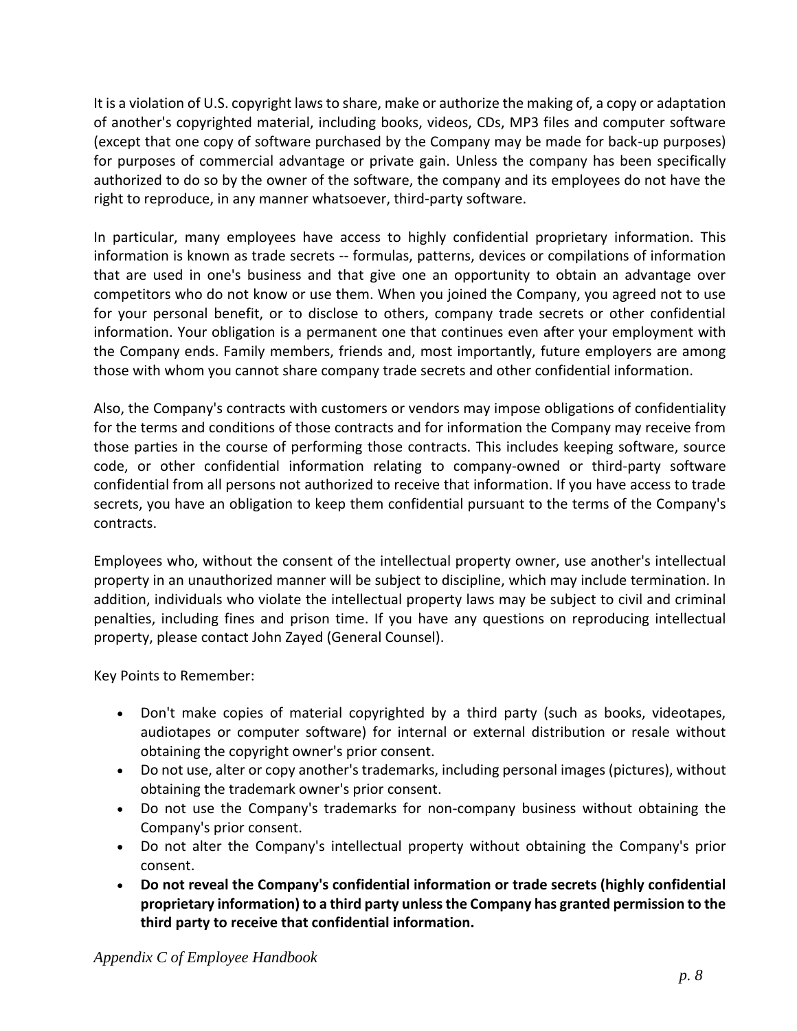It is a violation of U.S. copyright laws to share, make or authorize the making of, a copy or adaptation of another's copyrighted material, including books, videos, CDs, MP3 files and computer software (except that one copy of software purchased by the Company may be made for back-up purposes) for purposes of commercial advantage or private gain. Unless the company has been specifically authorized to do so by the owner of the software, the company and its employees do not have the right to reproduce, in any manner whatsoever, third-party software.

In particular, many employees have access to highly confidential proprietary information. This information is known as trade secrets -- formulas, patterns, devices or compilations of information that are used in one's business and that give one an opportunity to obtain an advantage over competitors who do not know or use them. When you joined the Company, you agreed not to use for your personal benefit, or to disclose to others, company trade secrets or other confidential information. Your obligation is a permanent one that continues even after your employment with the Company ends. Family members, friends and, most importantly, future employers are among those with whom you cannot share company trade secrets and other confidential information.

Also, the Company's contracts with customers or vendors may impose obligations of confidentiality for the terms and conditions of those contracts and for information the Company may receive from those parties in the course of performing those contracts. This includes keeping software, source code, or other confidential information relating to company-owned or third-party software confidential from all persons not authorized to receive that information. If you have access to trade secrets, you have an obligation to keep them confidential pursuant to the terms of the Company's contracts.

Employees who, without the consent of the intellectual property owner, use another's intellectual property in an unauthorized manner will be subject to discipline, which may include termination. In addition, individuals who violate the intellectual property laws may be subject to civil and criminal penalties, including fines and prison time. If you have any questions on reproducing intellectual property, please contact John Zayed (General Counsel).

Key Points to Remember:

- Don't make copies of material copyrighted by a third party (such as books, videotapes, audiotapes or computer software) for internal or external distribution or resale without obtaining the copyright owner's prior consent.
- Do not use, alter or copy another's trademarks, including personal images (pictures), without obtaining the trademark owner's prior consent.
- Do not use the Company's trademarks for non-company business without obtaining the Company's prior consent.
- Do not alter the Company's intellectual property without obtaining the Company's prior consent.
- **Do not reveal the Company's confidential information or trade secrets (highly confidential proprietary information) to a third party unless the Company has granted permission to the third party to receive that confidential information.**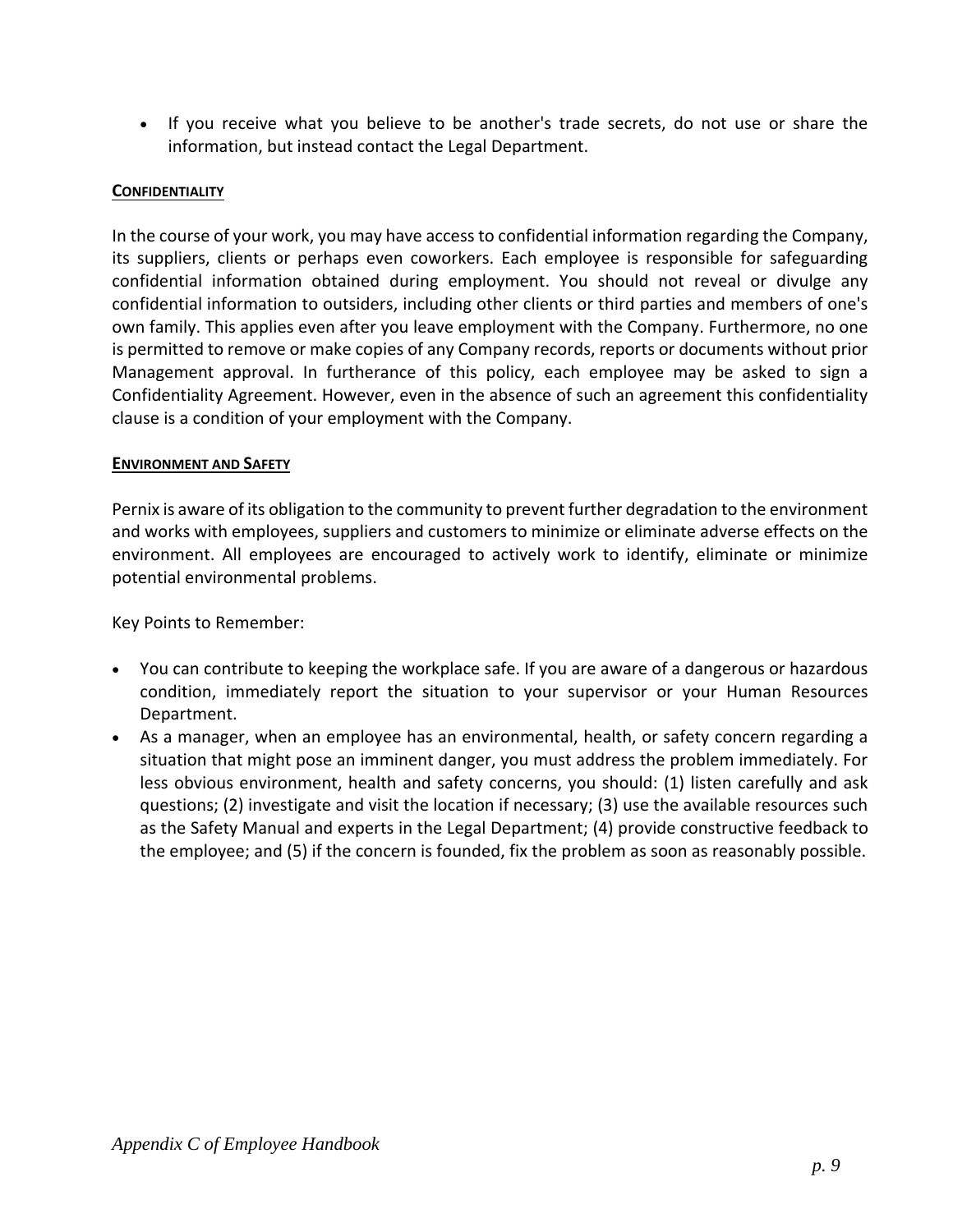- If you receive what you believe to be another's trade secrets, do not use or share the information, but instead contact the Legal Department.

#### CONFIDENTIALITY

In the course of your work, you may have access to confidential information regarding the Company, its suppliers, clients or perhaps even coworkers. Each employee is responsible for safeguarding confidential information obtained during employment. You should not reveal or divulge any confidential information to outsiders, including other clients or third parties and members of one's own family. This applies even after you leave employment with the Company. Furthermore, no one is permitted to remove or make copies of any Company records, reports or documents without prior Management approval. In furtherance of this policy, each employee may be asked to sign a Confidentiality Agreement. However, even in the absence of such an agreement this confidentiality clause is a condition of your employment with the Company.

#### ENVIRONMENT AND SAFETY

Pernix is aware of its obligation to the community to prevent further degradation to the environment and works with employees, suppliers and customers to minimize or eliminate adverse effects on the environment. All employees are encouraged to actively work to identify, eliminate or minimize potential environmental problems.

Key Points to Remember:

- You can contribute to keeping the workplace safe. If you are aware of a dangerous or hazardous condition, immediately report the situation to your supervisor or your Human Resources Department.
- As a manager, when an employee has an environmental, health, or safety concern regarding a situation that might pose an imminent danger, you must address the problem immediately. For less obvious environment, health and safety concerns, you should: (1) listen carefully and ask questions; (2) investigate and visit the location if necessary; (3) use the available resources such as the Safety Manual and experts in the Legal Department; (4) provide constructive feedback to the employee; and (5) if the concern is founded, fix the problem as soon as reasonably possible.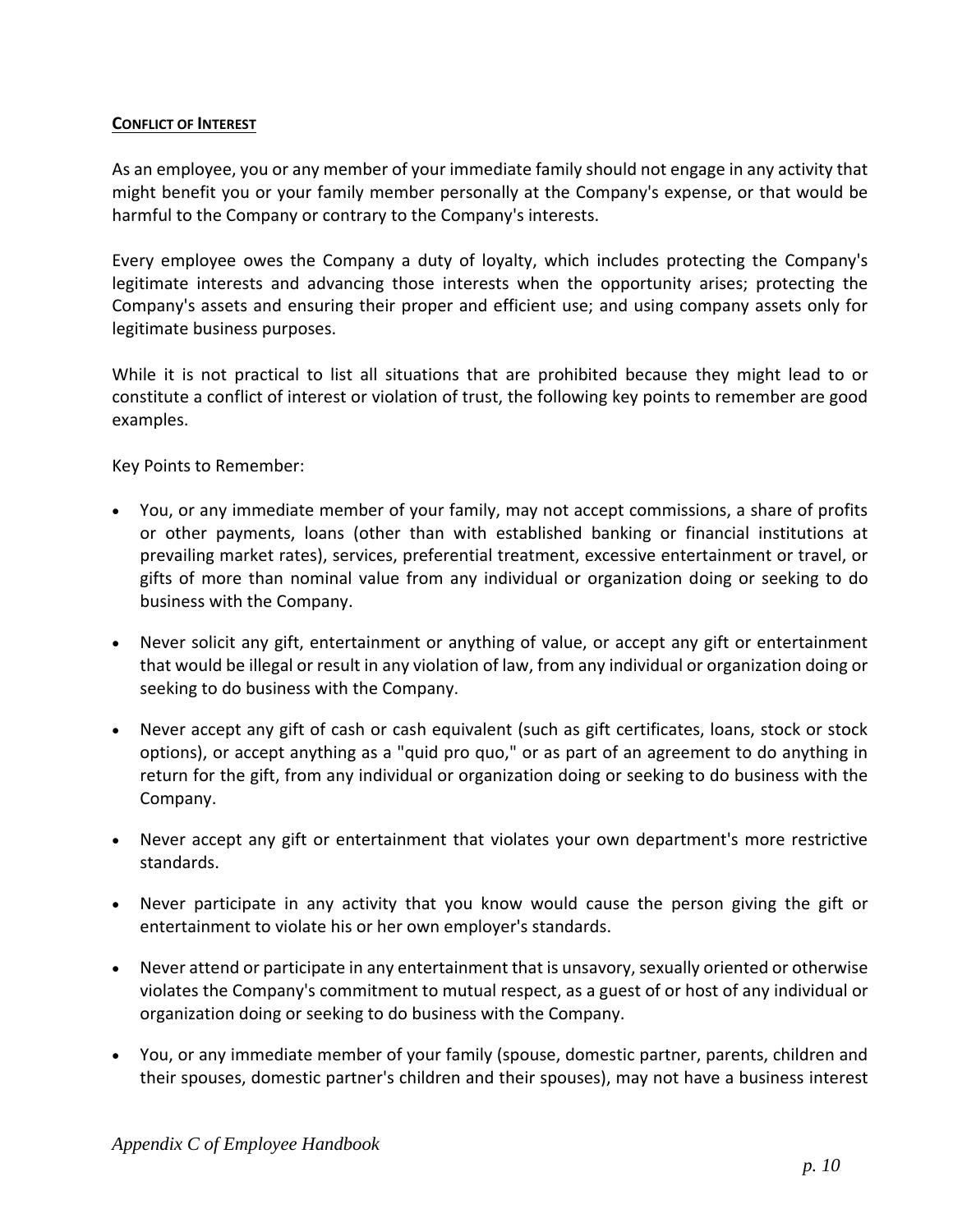**CONFLICT OF INTEREST**

As an employee, you or any member of your immediate family should not engage in any activity that might benefit you or your family member personally at the Company's expense, or that would be harmful to the Company or contrary to the Company's interests.

Every employee owes the Company a duty of loyalty, which includes protecting the Company's legitimate interests and advancing those interests when the opportunity arises; protecting the Company's assets and ensuring their proper and efficient use; and using company assets only for legitimate business purposes.

While it is not practical to list all situations that are prohibited because they might lead to or constitute a conflict of interest or violation of trust, the following key points to remember are good examples.

Key Points to Remember:

- You, or any immediate member of your family, may not accept commissions, a share of profits or other payments, loans (other than with established banking or financial institutions at prevailing market rates), services, preferential treatment, excessive entertainment or travel, or gifts of more than nominal value from any individual or organization doing or seeking to do business with the Company.
- Never solicit any gift, entertainment or anything of value, or accept any gift or entertainment that would be illegal or result in any violation of law, from any individual or organization doing or seeking to do business with the Company.
- Never accept any gift of cash or cash equivalent (such as gift certificates, loans, stock or stock options), or accept anything as a "quid pro quo," or as part of an agreement to do anything in return for the gift, from any individual or organization doing or seeking to do business with the Company.
- Never accept any gift or entertainment that violates your own department's more restrictive standards.
- Never participate in any activity that you know would cause the person giving the gift or entertainment to violate his or her own employer's standards.
- Never attend or participate in any entertainment that is unsavory, sexually oriented or otherwise violates the Company's commitment to mutual respect, as a guest of or host of any individual or organization doing or seeking to do business with the Company.
- You, or any immediate member of your family (spouse, domestic partner, parents, children and their spouses, domestic partner's children and their spouses), may not have a business interest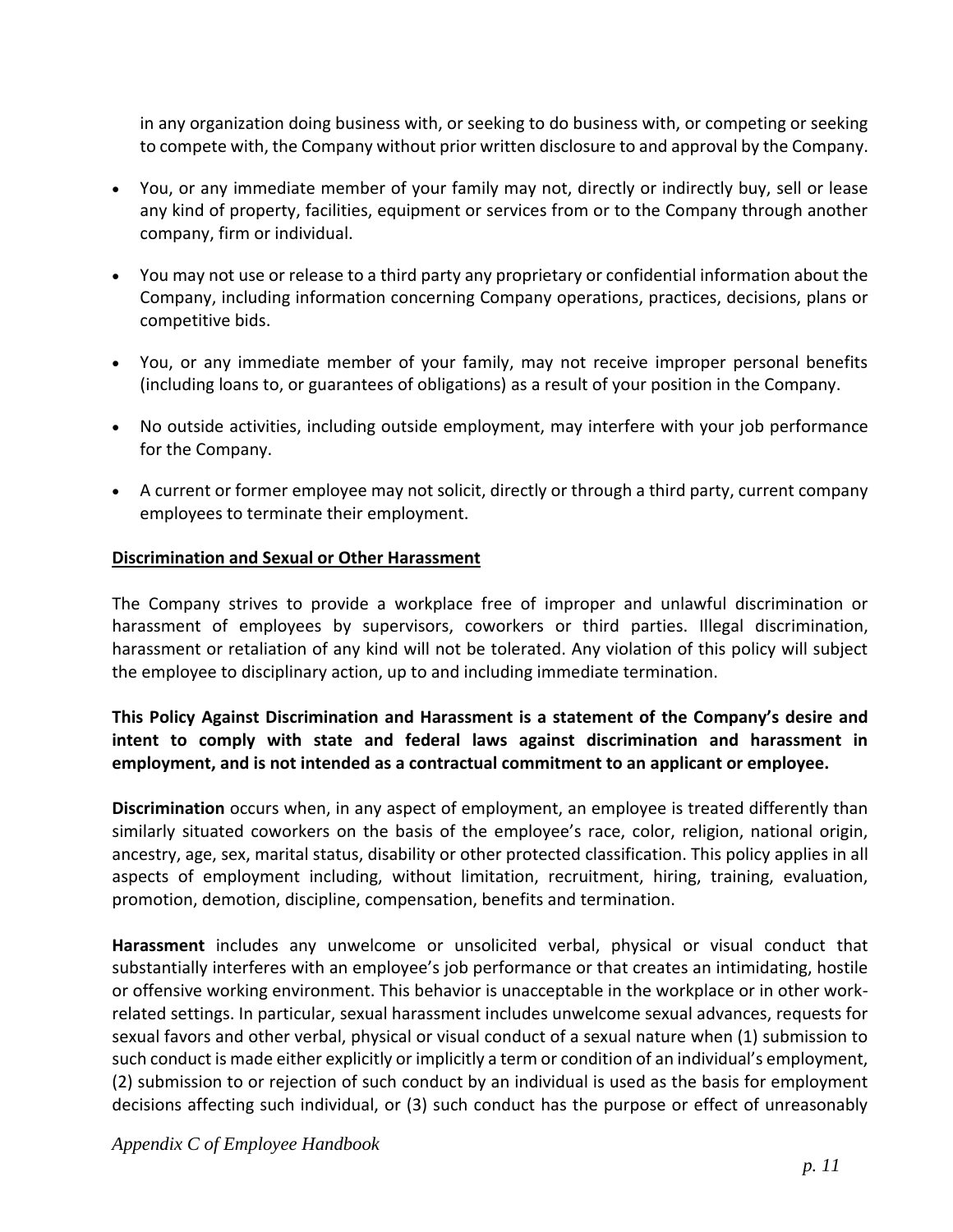in any organization doing business with, or seeking to do business with, or competing or seeking to compete with, the Company without prior written disclosure to and approval by the Company.

- You, or any immediate member of your family may not, directly or indirectly buy, sell or lease any kind of property, facilities, equipment or services from or to the Company through another company, firm or individual.
- You may not use or release to a third party any proprietary or confidential information about the Company, including information concerning Company operations, practices, decisions, plans or competitive bids.
- You, or any immediate member of your family, may not receive improper personal benefits (including loans to, or guarantees of obligations) as a result of your position in the Company.
- No outside activities, including outside employment, may interfere with your job performance for the Company.
- A current or former employee may not solicit, directly or through a third party, current company employees to terminate their employment.

## Discrimination and Sexual or Other Harassment

The Company strives to provide a workplace free of improper and unlawful discrimination or harassment of employees by supervisors, coworkers or third parties. Illegal discrimination, harassment or retaliation of any kind will not be tolerated. Any violation of this policy will subject the employee to disciplinary action, up to and including immediate termination.

**This Policy Against Discrimination and Harassment is a statement of the Company's desire and intent to comply with state and federal laws against discrimination and harassment in employment, and is not intended as a contractual commitment to an applicant or employee.**

**Discrimination** occurs when, in any aspect of employment, an employee is treated differently than similarly situated coworkers on the basis of the employee's race, color, religion, national origin, ancestry, age, sex, marital status, disability or other protected classification. This policy applies in all aspects of employment including, without limitation, recruitment, hiring, training, evaluation, promotion, demotion, discipline, compensation, benefits and termination.

**Harassment** includes any unwelcome or unsolicited verbal, physical or visual conduct that substantially interferes with an employee's job performance or that creates an intimidating, hostile or offensive working environment. This behavior is unacceptable in the workplace or in other work-related settings. In particular, sexual harassment includes unwelcome sexual advances, requests for sexual favors and other verbal, physical or visual conduct of a sexual nature when (1) submission to such conduct is made either explicitly or implicitly a term or condition of an individual's employment, (2) submission to or rejection of such conduct by an individual is used as the basis for employment decisions affecting such individual, or (3) such conduct has the purpose or effect of unreasonably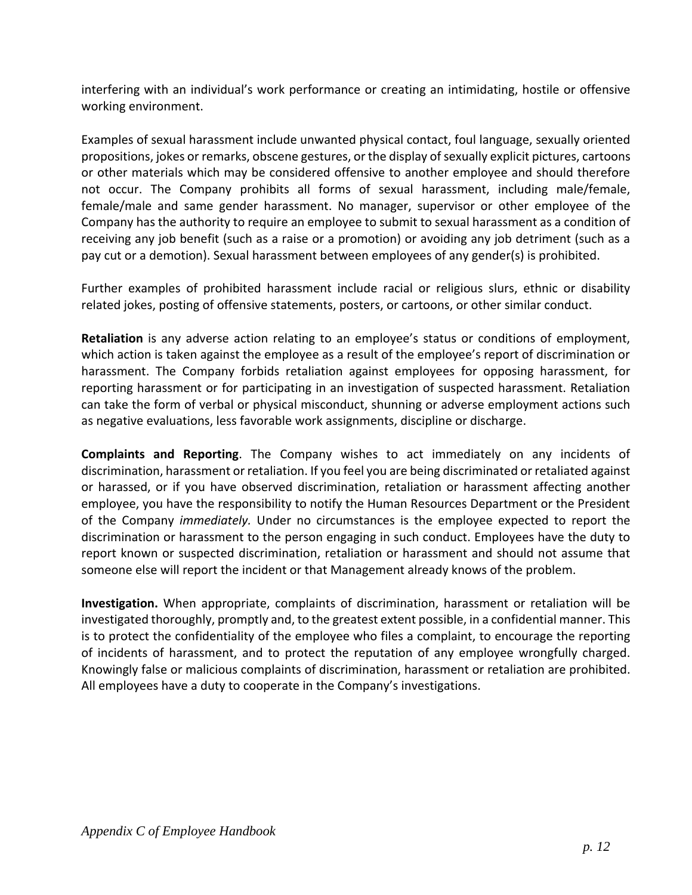interfering with an individual's work performance or creating an intimidating, hostile or offensive working environment.

Examples of sexual harassment include unwanted physical contact, foul language, sexually oriented propositions, jokes or remarks, obscene gestures, or the display of sexually explicit pictures, cartoons or other materials which may be considered offensive to another employee and should therefore not occur. The Company prohibits all forms of sexual harassment, including male/female, female/male and same gender harassment. No manager, supervisor or other employee of the Company has the authority to require an employee to submit to sexual harassment as a condition of receiving any job benefit (such as a raise or a promotion) or avoiding any job detriment (such as a pay cut or a demotion). Sexual harassment between employees of any gender(s) is prohibited.

Further examples of prohibited harassment include racial or religious slurs, ethnic or disability related jokes, posting of offensive statements, posters, or cartoons, or other similar conduct.

**Retaliation** is any adverse action relating to an employee's status or conditions of employment, which action is taken against the employee as a result of the employee's report of discrimination or harassment. The Company forbids retaliation against employees for opposing harassment, for reporting harassment or for participating in an investigation of suspected harassment. Retaliation can take the form of verbal or physical misconduct, shunning or adverse employment actions such as negative evaluations, less favorable work assignments, discipline or discharge.

**Complaints and Reporting**. The Company wishes to act immediately on any incidents of discrimination, harassment or retaliation. If you feel you are being discriminated or retaliated against or harassed, or if you have observed discrimination, retaliation or harassment affecting another employee, you have the responsibility to notify the Human Resources Department or the President of the Company *immediately.* Under no circumstances is the employee expected to report the discrimination or harassment to the person engaging in such conduct. Employees have the duty to report known or suspected discrimination, retaliation or harassment and should not assume that someone else will report the incident or that Management already knows of the problem.

**Investigation.** When appropriate, complaints of discrimination, harassment or retaliation will be investigated thoroughly, promptly and, to the greatest extent possible, in a confidential manner. This is to protect the confidentiality of the employee who files a complaint, to encourage the reporting of incidents of harassment, and to protect the reputation of any employee wrongfully charged. Knowingly false or malicious complaints of discrimination, harassment or retaliation are prohibited. All employees have a duty to cooperate in the Company's investigations.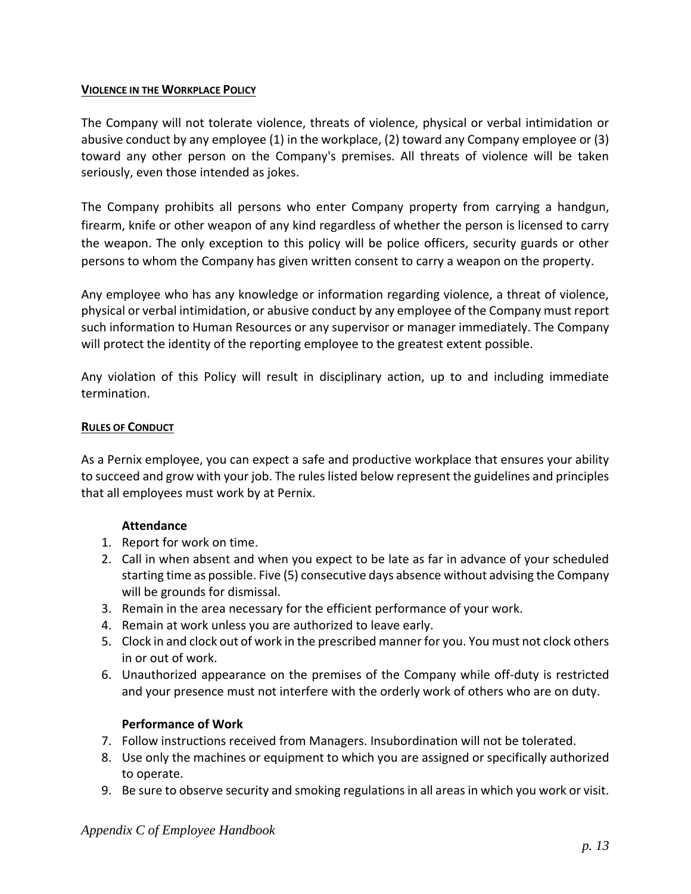## VIOLENCE IN THE WORKPLACE POLICY

The Company will not tolerate violence, threats of violence, physical or verbal intimidation or abusive conduct by any employee (1) in the workplace, (2) toward any Company employee or (3) toward any other person on the Company's premises. All threats of violence will be taken seriously, even those intended as jokes.

The Company prohibits all persons who enter Company property from carrying a handgun, firearm, knife or other weapon of any kind regardless of whether the person is licensed to carry the weapon. The only exception to this policy will be police officers, security guards or other persons to whom the Company has given written consent to carry a weapon on the property.

Any employee who has any knowledge or information regarding violence, a threat of violence, physical or verbal intimidation, or abusive conduct by any employee of the Company must report such information to Human Resources or any supervisor or manager immediately. The Company will protect the identity of the reporting employee to the greatest extent possible.

Any violation of this Policy will result in disciplinary action, up to and including immediate termination.

## RULES OF CONDUCT

As a Pernix employee, you can expect a safe and productive workplace that ensures your ability to succeed and grow with your job. The rules listed below represent the guidelines and principles that all employees must work by at Pernix.

**Attendance**

1. Report for work on time.
2. Call in when absent and when you expect to be late as far in advance of your scheduled starting time as possible. Five (5) consecutive days absence without advising the Company will be grounds for dismissal.
3. Remain in the area necessary for the efficient performance of your work.
4. Remain at work unless you are authorized to leave early.
5. Clock in and clock out of work in the prescribed manner for you. You must not clock others in or out of work.
6. Unauthorized appearance on the premises of the Company while off-duty is restricted and your presence must not interfere with the orderly work of others who are on duty.

**Performance of Work**

7. Follow instructions received from Managers. Insubordination will not be tolerated.
8. Use only the machines or equipment to which you are assigned or specifically authorized to operate.
9. Be sure to observe security and smoking regulations in all areas in which you work or visit.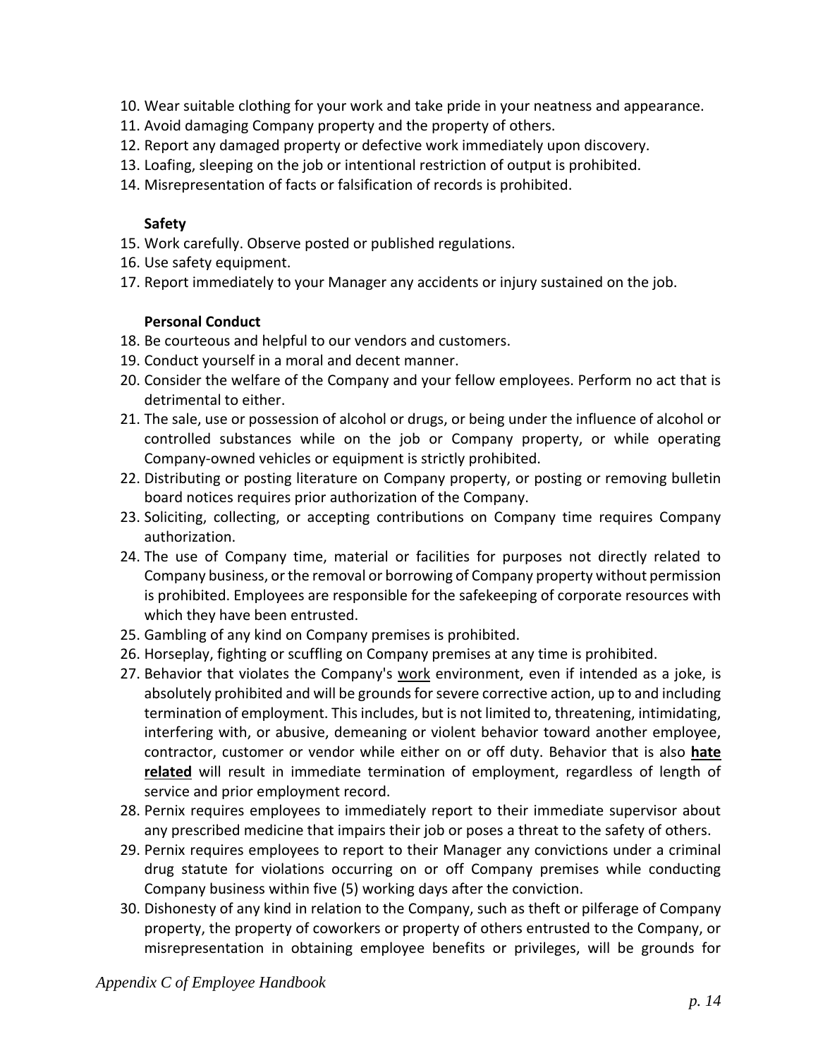10. Wear suitable clothing for your work and take pride in your neatness and appearance.
11. Avoid damaging Company property and the property of others.
12. Report any damaged property or defective work immediately upon discovery.
13. Loafing, sleeping on the job or intentional restriction of output is prohibited.
14. Misrepresentation of facts or falsification of records is prohibited.

**Safety**

15. Work carefully. Observe posted or published regulations.
16. Use safety equipment.
17. Report immediately to your Manager any accidents or injury sustained on the job.

**Personal Conduct**

18. Be courteous and helpful to our vendors and customers.
19. Conduct yourself in a moral and decent manner.
20. Consider the welfare of the Company and your fellow employees. Perform no act that is detrimental to either.
21. The sale, use or possession of alcohol or drugs, or being under the influence of alcohol or controlled substances while on the job or Company property, or while operating Company-owned vehicles or equipment is strictly prohibited.
22. Distributing or posting literature on Company property, or posting or removing bulletin board notices requires prior authorization of the Company.
23. Soliciting, collecting, or accepting contributions on Company time requires Company authorization.
24. The use of Company time, material or facilities for purposes not directly related to Company business, or the removal or borrowing of Company property without permission is prohibited. Employees are responsible for the safekeeping of corporate resources with which they have been entrusted.
25. Gambling of any kind on Company premises is prohibited.
26. Horseplay, fighting or scuffling on Company premises at any time is prohibited.
27. Behavior that violates the Company's work environment, even if intended as a joke, is absolutely prohibited and will be grounds for severe corrective action, up to and including termination of employment. This includes, but is not limited to, threatening, intimidating, interfering with, or abusive, demeaning or violent behavior toward another employee, contractor, customer or vendor while either on or off duty. Behavior that is also **hate related** will result in immediate termination of employment, regardless of length of service and prior employment record.
28. Pernix requires employees to immediately report to their immediate supervisor about any prescribed medicine that impairs their job or poses a threat to the safety of others.
29. Pernix requires employees to report to their Manager any convictions under a criminal drug statute for violations occurring on or off Company premises while conducting Company business within five (5) working days after the conviction.
30. Dishonesty of any kind in relation to the Company, such as theft or pilferage of Company property, the property of coworkers or property of others entrusted to the Company, or misrepresentation in obtaining employee benefits or privileges, will be grounds for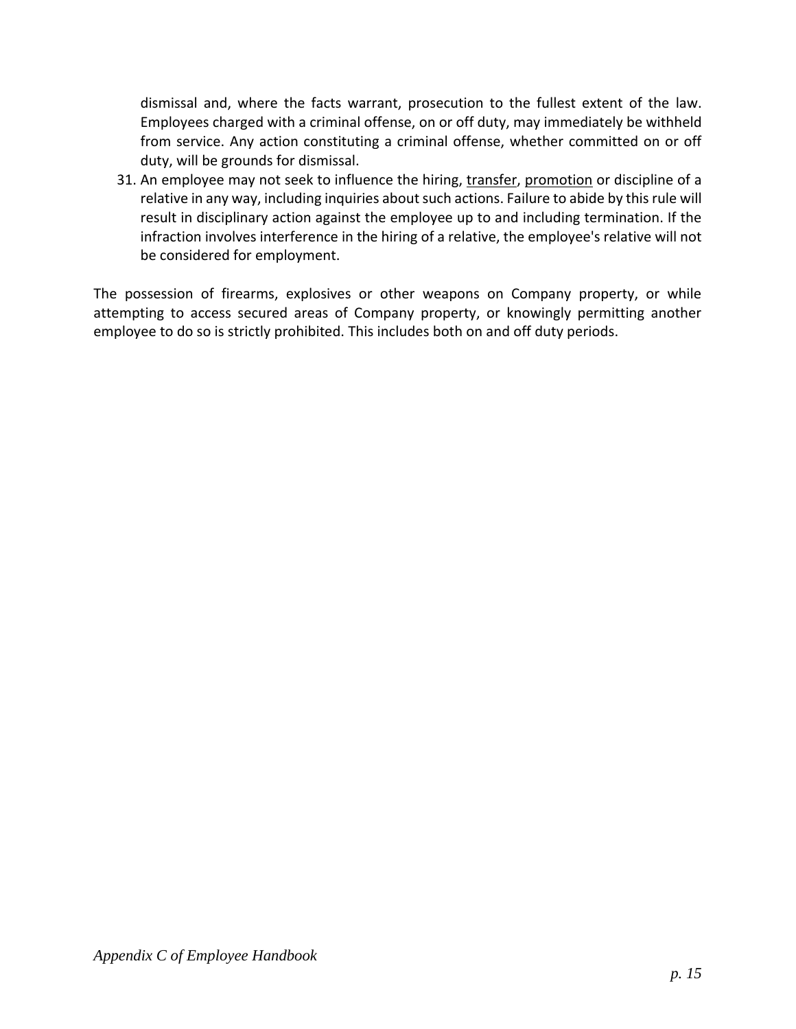dismissal and, where the facts warrant, prosecution to the fullest extent of the law. Employees charged with a criminal offense, on or off duty, may immediately be withheld from service. Any action constituting a criminal offense, whether committed on or off duty, will be grounds for dismissal.

31. An employee may not seek to influence the hiring, transfer, promotion or discipline of a relative in any way, including inquiries about such actions. Failure to abide by this rule will result in disciplinary action against the employee up to and including termination. If the infraction involves interference in the hiring of a relative, the employee's relative will not be considered for employment.

The possession of firearms, explosives or other weapons on Company property, or while attempting to access secured areas of Company property, or knowingly permitting another employee to do so is strictly prohibited. This includes both on and off duty periods.